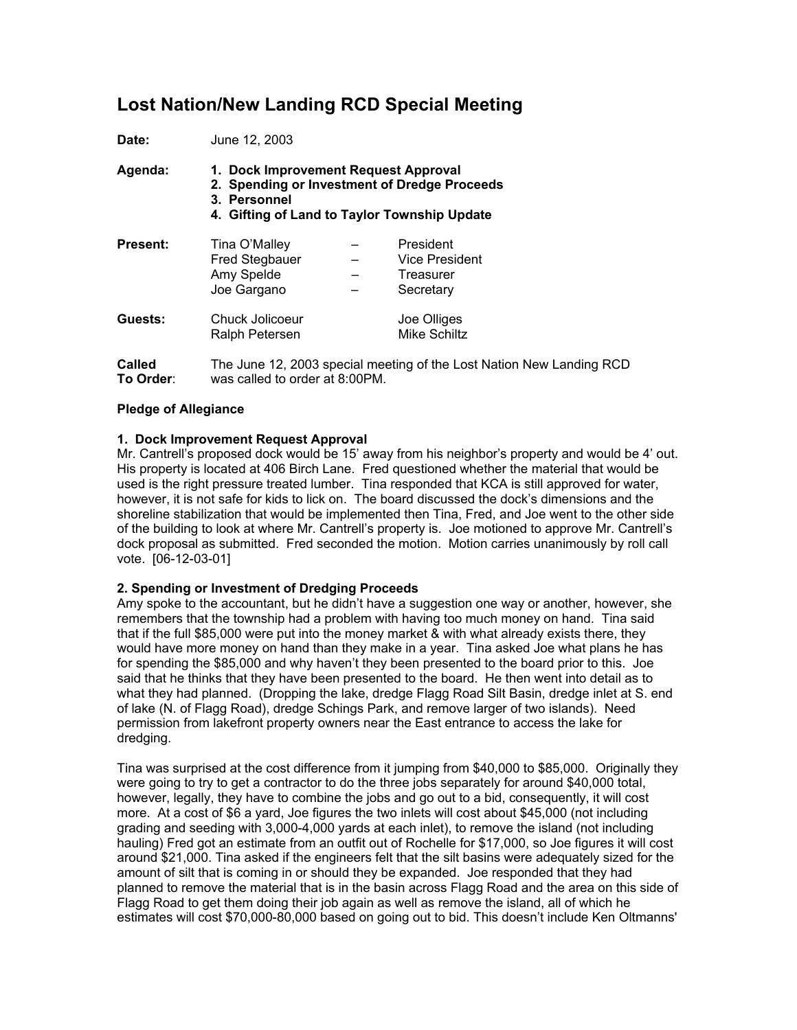# Lost Nation/New Landing RCD Special Meeting

**Date:** June 12, 2003

**Agenda:**
1. **Dock Improvement Request Approval**
2. **Spending or Investment of Dredge Proceeds**
3. **Personnel**
4. **Gifting of Land to Taylor Township Update**

**Present:**

| | | |
|---|---|---|
| Tina O'Malley | – | President |
| Fred Stegbauer | – | Vice President |
| Amy Spelde | – | Treasurer |
| Joe Gargano | – | Secretary |

**Guests:**

| | |
|---|---|
| Chuck Jolicoeur | Joe Olliges |
| Ralph Petersen | Mike Schiltz |

**Called To Order:** The June 12, 2003 special meeting of the Lost Nation New Landing RCD was called to order at 8:00PM.

**Pledge of Allegiance**

**1. Dock Improvement Request Approval**
Mr. Cantrell's proposed dock would be 15' away from his neighbor's property and would be 4' out. His property is located at 406 Birch Lane. Fred questioned whether the material that would be used is the right pressure treated lumber. Tina responded that KCA is still approved for water, however, it is not safe for kids to lick on. The board discussed the dock's dimensions and the shoreline stabilization that would be implemented then Tina, Fred, and Joe went to the other side of the building to look at where Mr. Cantrell's property is. Joe motioned to approve Mr. Cantrell's dock proposal as submitted. Fred seconded the motion. Motion carries unanimously by roll call vote. [06-12-03-01]

**2. Spending or Investment of Dredging Proceeds**
Amy spoke to the accountant, but he didn't have a suggestion one way or another, however, she remembers that the township had a problem with having too much money on hand. Tina said that if the full $85,000 were put into the money market & with what already exists there, they would have more money on hand than they make in a year. Tina asked Joe what plans he has for spending the $85,000 and why haven't they been presented to the board prior to this. Joe said that he thinks that they have been presented to the board. He then went into detail as to what they had planned. (Dropping the lake, dredge Flagg Road Silt Basin, dredge inlet at S. end of lake (N. of Flagg Road), dredge Schings Park, and remove larger of two islands). Need permission from lakefront property owners near the East entrance to access the lake for dredging.

Tina was surprised at the cost difference from it jumping from $40,000 to $85,000. Originally they were going to try to get a contractor to do the three jobs separately for around $40,000 total, however, legally, they have to combine the jobs and go out to a bid, consequently, it will cost more. At a cost of $6 a yard, Joe figures the two inlets will cost about $45,000 (not including grading and seeding with 3,000-4,000 yards at each inlet), to remove the island (not including hauling) Fred got an estimate from an outfit out of Rochelle for $17,000, so Joe figures it will cost around $21,000. Tina asked if the engineers felt that the silt basins were adequately sized for the amount of silt that is coming in or should they be expanded. Joe responded that they had planned to remove the material that is in the basin across Flagg Road and the area on this side of Flagg Road to get them doing their job again as well as remove the island, all of which he estimates will cost $70,000-80,000 based on going out to bid. This doesn't include Ken Oltmanns'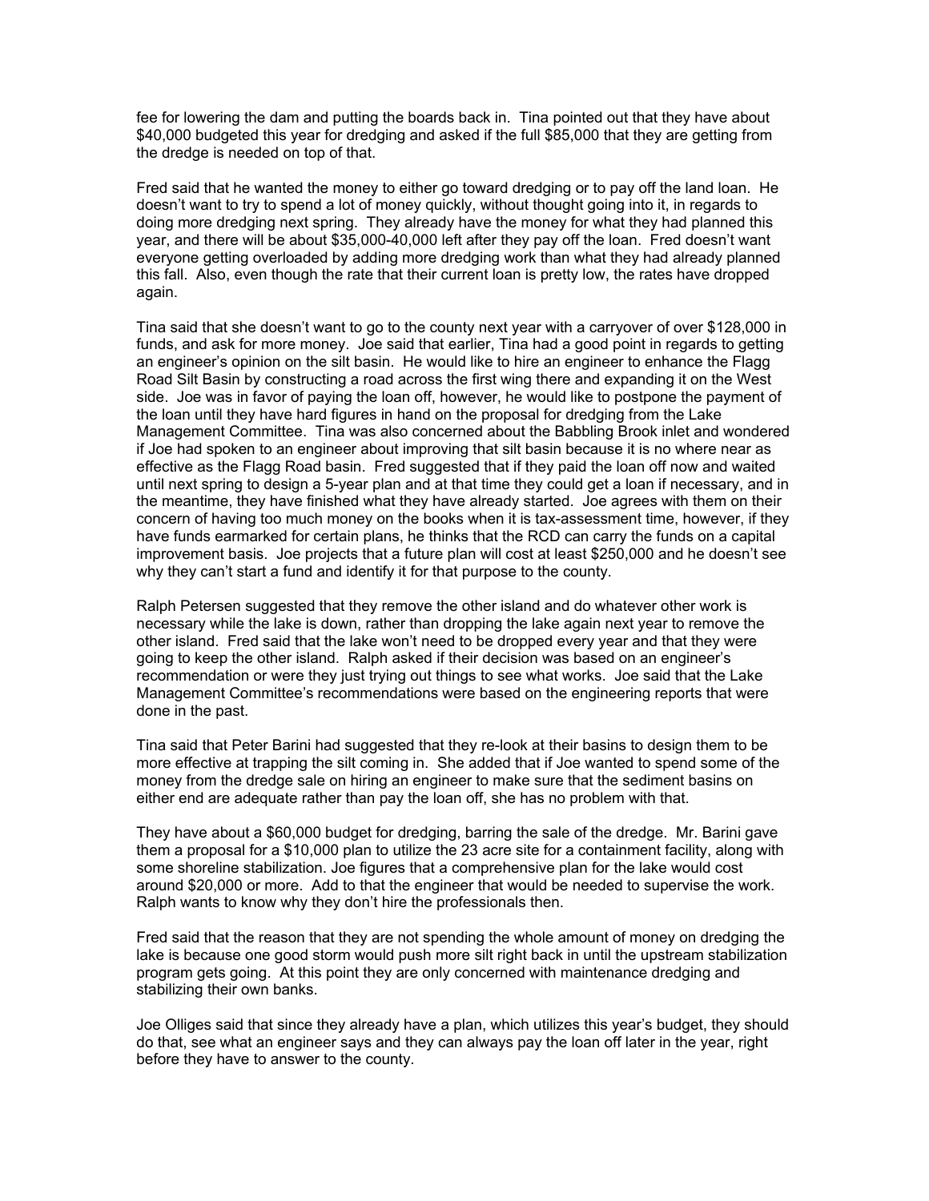fee for lowering the dam and putting the boards back in. Tina pointed out that they have about $40,000 budgeted this year for dredging and asked if the full $85,000 that they are getting from the dredge is needed on top of that.

Fred said that he wanted the money to either go toward dredging or to pay off the land loan. He doesn't want to try to spend a lot of money quickly, without thought going into it, in regards to doing more dredging next spring. They already have the money for what they had planned this year, and there will be about $35,000-40,000 left after they pay off the loan. Fred doesn't want everyone getting overloaded by adding more dredging work than what they had already planned this fall. Also, even though the rate that their current loan is pretty low, the rates have dropped again.

Tina said that she doesn't want to go to the county next year with a carryover of over $128,000 in funds, and ask for more money. Joe said that earlier, Tina had a good point in regards to getting an engineer's opinion on the silt basin. He would like to hire an engineer to enhance the Flagg Road Silt Basin by constructing a road across the first wing there and expanding it on the West side. Joe was in favor of paying the loan off, however, he would like to postpone the payment of the loan until they have hard figures in hand on the proposal for dredging from the Lake Management Committee. Tina was also concerned about the Babbling Brook inlet and wondered if Joe had spoken to an engineer about improving that silt basin because it is no where near as effective as the Flagg Road basin. Fred suggested that if they paid the loan off now and waited until next spring to design a 5-year plan and at that time they could get a loan if necessary, and in the meantime, they have finished what they have already started. Joe agrees with them on their concern of having too much money on the books when it is tax-assessment time, however, if they have funds earmarked for certain plans, he thinks that the RCD can carry the funds on a capital improvement basis. Joe projects that a future plan will cost at least $250,000 and he doesn't see why they can't start a fund and identify it for that purpose to the county.

Ralph Petersen suggested that they remove the other island and do whatever other work is necessary while the lake is down, rather than dropping the lake again next year to remove the other island. Fred said that the lake won't need to be dropped every year and that they were going to keep the other island. Ralph asked if their decision was based on an engineer's recommendation or were they just trying out things to see what works. Joe said that the Lake Management Committee's recommendations were based on the engineering reports that were done in the past.

Tina said that Peter Barini had suggested that they re-look at their basins to design them to be more effective at trapping the silt coming in. She added that if Joe wanted to spend some of the money from the dredge sale on hiring an engineer to make sure that the sediment basins on either end are adequate rather than pay the loan off, she has no problem with that.

They have about a $60,000 budget for dredging, barring the sale of the dredge. Mr. Barini gave them a proposal for a $10,000 plan to utilize the 23 acre site for a containment facility, along with some shoreline stabilization. Joe figures that a comprehensive plan for the lake would cost around $20,000 or more. Add to that the engineer that would be needed to supervise the work. Ralph wants to know why they don't hire the professionals then.

Fred said that the reason that they are not spending the whole amount of money on dredging the lake is because one good storm would push more silt right back in until the upstream stabilization program gets going. At this point they are only concerned with maintenance dredging and stabilizing their own banks.

Joe Olliges said that since they already have a plan, which utilizes this year's budget, they should do that, see what an engineer says and they can always pay the loan off later in the year, right before they have to answer to the county.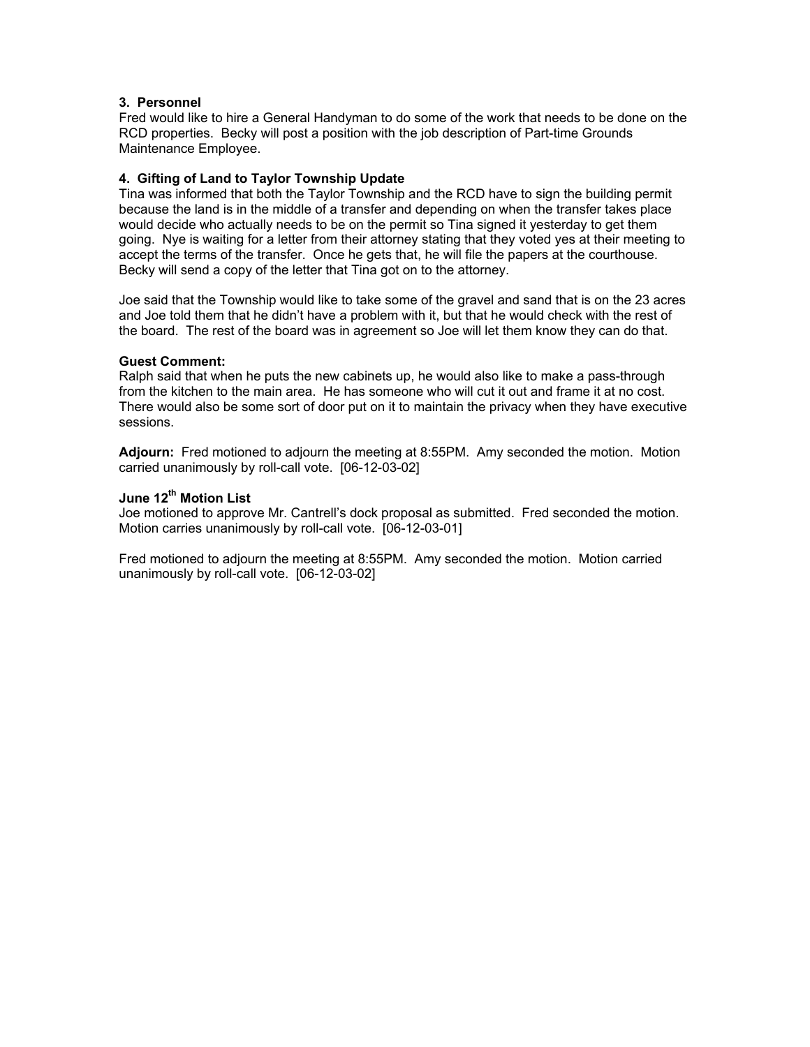### 3. Personnel

Fred would like to hire a General Handyman to do some of the work that needs to be done on the RCD properties. Becky will post a position with the job description of Part-time Grounds Maintenance Employee.

### 4. Gifting of Land to Taylor Township Update

Tina was informed that both the Taylor Township and the RCD have to sign the building permit because the land is in the middle of a transfer and depending on when the transfer takes place would decide who actually needs to be on the permit so Tina signed it yesterday to get them going. Nye is waiting for a letter from their attorney stating that they voted yes at their meeting to accept the terms of the transfer. Once he gets that, he will file the papers at the courthouse. Becky will send a copy of the letter that Tina got on to the attorney.

Joe said that the Township would like to take some of the gravel and sand that is on the 23 acres and Joe told them that he didn't have a problem with it, but that he would check with the rest of the board. The rest of the board was in agreement so Joe will let them know they can do that.

**Guest Comment:**

Ralph said that when he puts the new cabinets up, he would also like to make a pass-through from the kitchen to the main area. He has someone who will cut it out and frame it at no cost. There would also be some sort of door put on it to maintain the privacy when they have executive sessions.

**Adjourn:** Fred motioned to adjourn the meeting at 8:55PM. Amy seconded the motion. Motion carried unanimously by roll-call vote. [06-12-03-02]

### June 12th Motion List

Joe motioned to approve Mr. Cantrell's dock proposal as submitted. Fred seconded the motion. Motion carries unanimously by roll-call vote. [06-12-03-01]

Fred motioned to adjourn the meeting at 8:55PM. Amy seconded the motion. Motion carried unanimously by roll-call vote. [06-12-03-02]